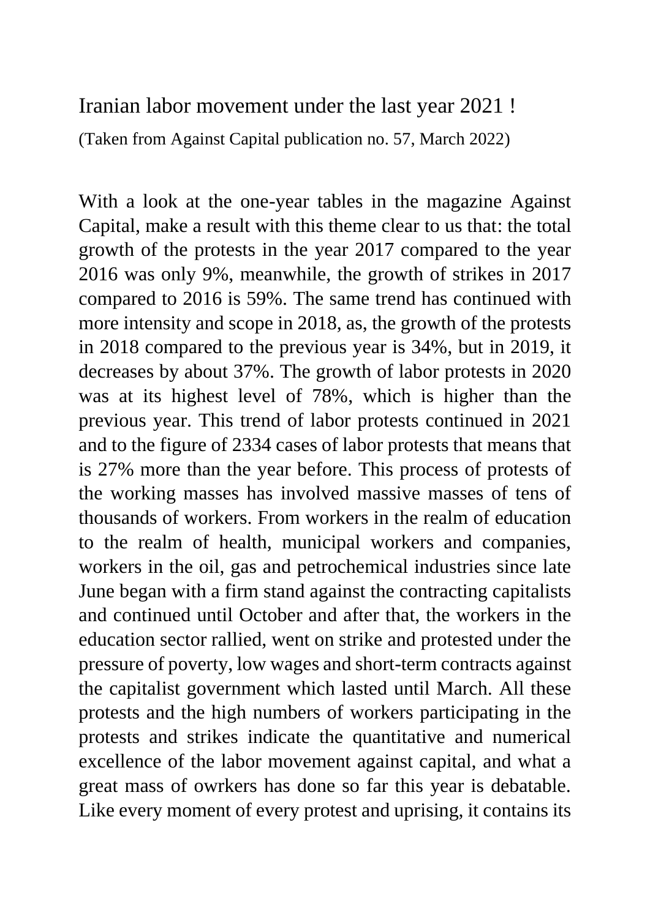# Iranian labor movement under the last year 2021 !

(Taken from Against Capital publication no. 57, March 2022)

With a look at the one-year tables in the magazine Against Capital, make a result with this theme clear to us that: the total growth of the protests in the year 2017 compared to the year 2016 was only 9%, meanwhile, the growth of strikes in 2017 compared to 2016 is 59%. The same trend has continued with more intensity and scope in 2018, as, the growth of the protests in 2018 compared to the previous year is 34%, but in 2019, it decreases by about 37%. The growth of labor protests in 2020 was at its highest level of 78%, which is higher than the previous year. This trend of labor protests continued in 2021 and to the figure of 2334 cases of labor protests that means that is 27% more than the year before. This process of protests of the working masses has involved massive masses of tens of thousands of workers. From workers in the realm of education to the realm of health, municipal workers and companies, workers in the oil, gas and petrochemical industries since late June began with a firm stand against the contracting capitalists and continued until October and after that, the workers in the education sector rallied, went on strike and protested under the pressure of poverty, low wages and short-term contracts against the capitalist government which lasted until March. All these protests and the high numbers of workers participating in the protests and strikes indicate the quantitative and numerical excellence of the labor movement against capital, and what a great mass of owrkers has done so far this year is debatable. Like every moment of every protest and uprising, it contains its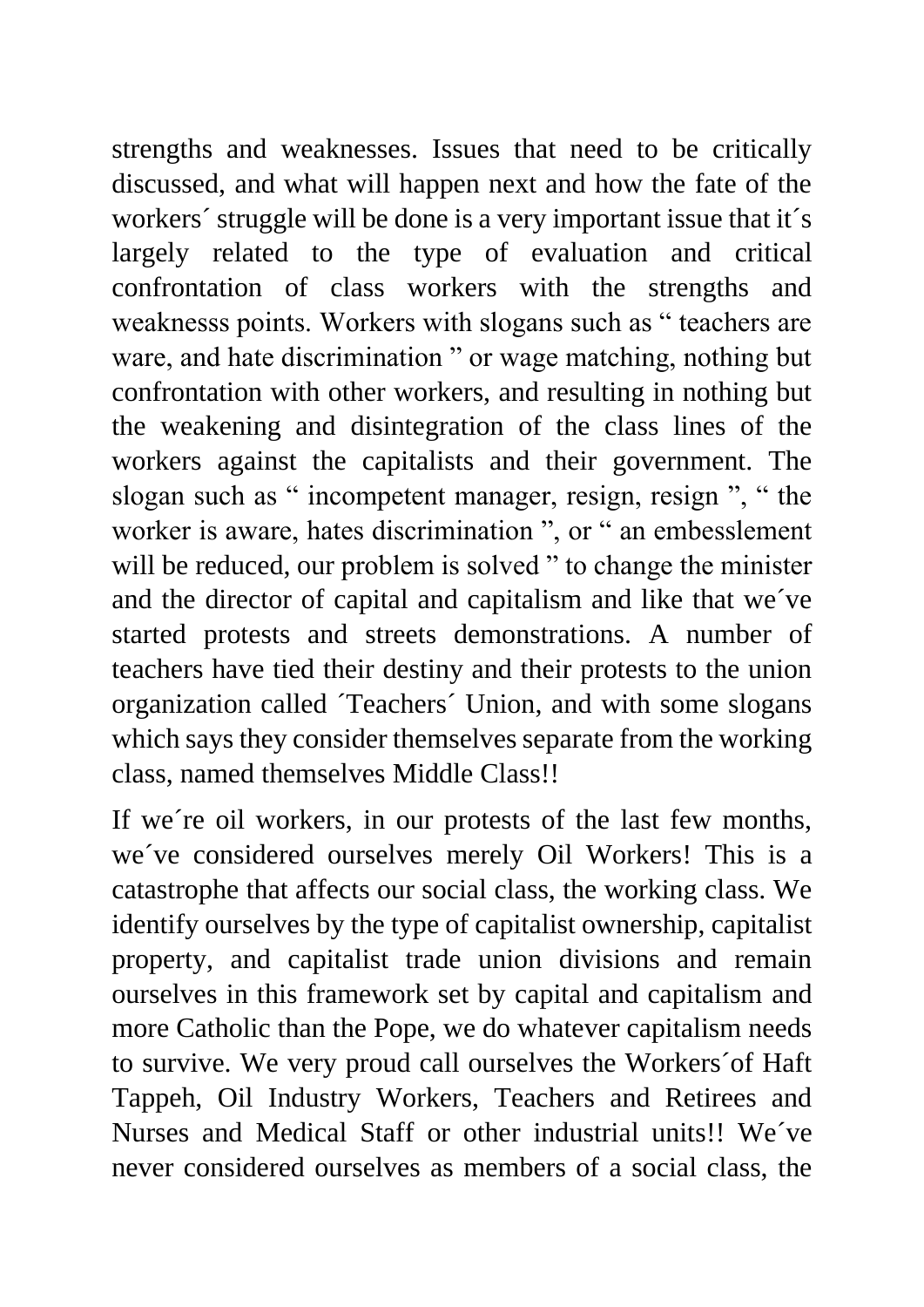strengths and weaknesses. Issues that need to be critically discussed, and what will happen next and how the fate of the workers´ struggle will be done is a very important issue that it´s largely related to the type of evaluation and critical confrontation of class workers with the strengths and weaknesss points. Workers with slogans such as " teachers are ware, and hate discrimination " or wage matching, nothing but confrontation with other workers, and resulting in nothing but the weakening and disintegration of the class lines of the workers against the capitalists and their government. The slogan such as " incompetent manager, resign, resign ", " the worker is aware, hates discrimination ", or " an embesslement will be reduced, our problem is solved " to change the minister and the director of capital and capitalism and like that we´ve started protests and streets demonstrations. A number of teachers have tied their destiny and their protests to the union organization called ´Teachers´ Union, and with some slogans which says they consider themselves separate from the working class, named themselves Middle Class!!

If we´re oil workers, in our protests of the last few months, we´ve considered ourselves merely Oil Workers! This is a catastrophe that affects our social class, the working class. We identify ourselves by the type of capitalist ownership, capitalist property, and capitalist trade union divisions and remain ourselves in this framework set by capital and capitalism and more Catholic than the Pope, we do whatever capitalism needs to survive. We very proud call ourselves the Workers´of Haft Tappeh, Oil Industry Workers, Teachers and Retirees and Nurses and Medical Staff or other industrial units!! We´ve never considered ourselves as members of a social class, the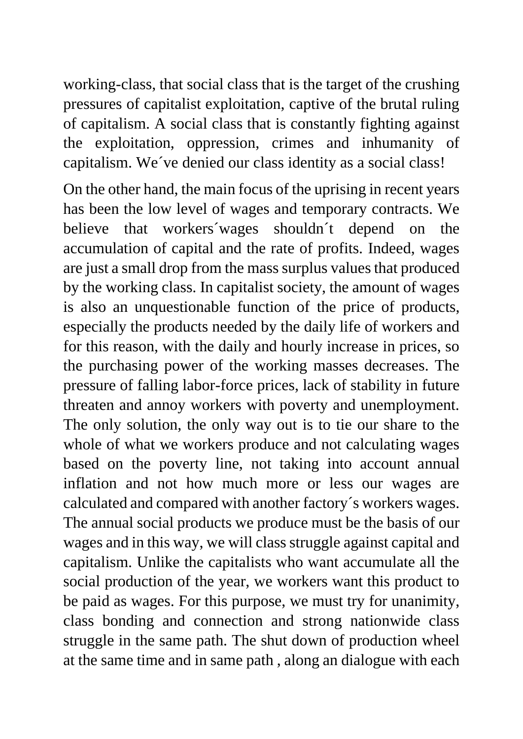working-class, that social class that is the target of the crushing pressures of capitalist exploitation, captive of the brutal ruling of capitalism. A social class that is constantly fighting against the exploitation, oppression, crimes and inhumanity of capitalism. We´ve denied our class identity as a social class!

On the other hand, the main focus of the uprising in recent years has been the low level of wages and temporary contracts. We believe that workers´wages shouldn´t depend on the accumulation of capital and the rate of profits. Indeed, wages are just a small drop from the mass surplus values that produced by the working class. In capitalist society, the amount of wages is also an unquestionable function of the price of products, especially the products needed by the daily life of workers and for this reason, with the daily and hourly increase in prices, so the purchasing power of the working masses decreases. The pressure of falling labor-force prices, lack of stability in future threaten and annoy workers with poverty and unemployment. The only solution, the only way out is to tie our share to the whole of what we workers produce and not calculating wages based on the poverty line, not taking into account annual inflation and not how much more or less our wages are calculated and compared with another factory´s workers wages. The annual social products we produce must be the basis of our wages and in this way, we will class struggle against capital and capitalism. Unlike the capitalists who want accumulate all the social production of the year, we workers want this product to be paid as wages. For this purpose, we must try for unanimity, class bonding and connection and strong nationwide class struggle in the same path. The shut down of production wheel at the same time and in same path , along an dialogue with each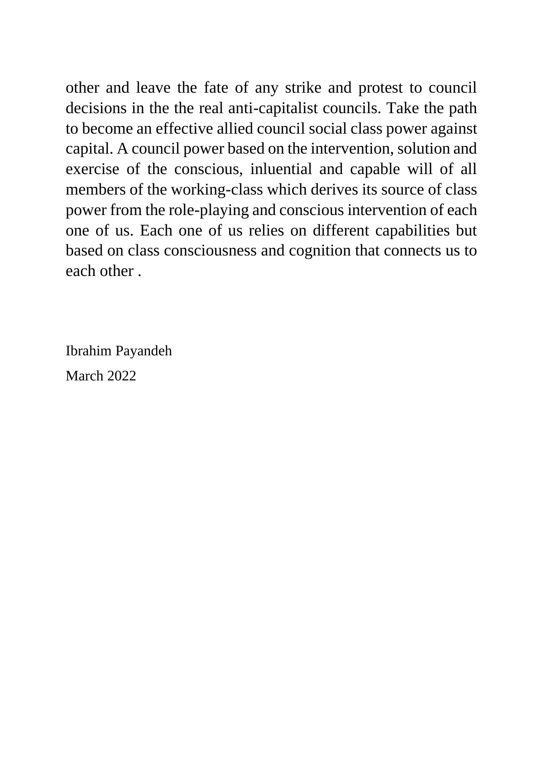other and leave the fate of any strike and protest to council decisions in the the real anti-capitalist councils. Take the path to become an effective allied council social class power against capital. A council power based on the intervention, solution and exercise of the conscious, inluential and capable will of all members of the working-class which derives its source of class power from the role-playing and conscious intervention of each one of us. Each one of us relies on different capabilities but based on class consciousness and cognition that connects us to each other .

Ibrahim Payandeh

March 2022